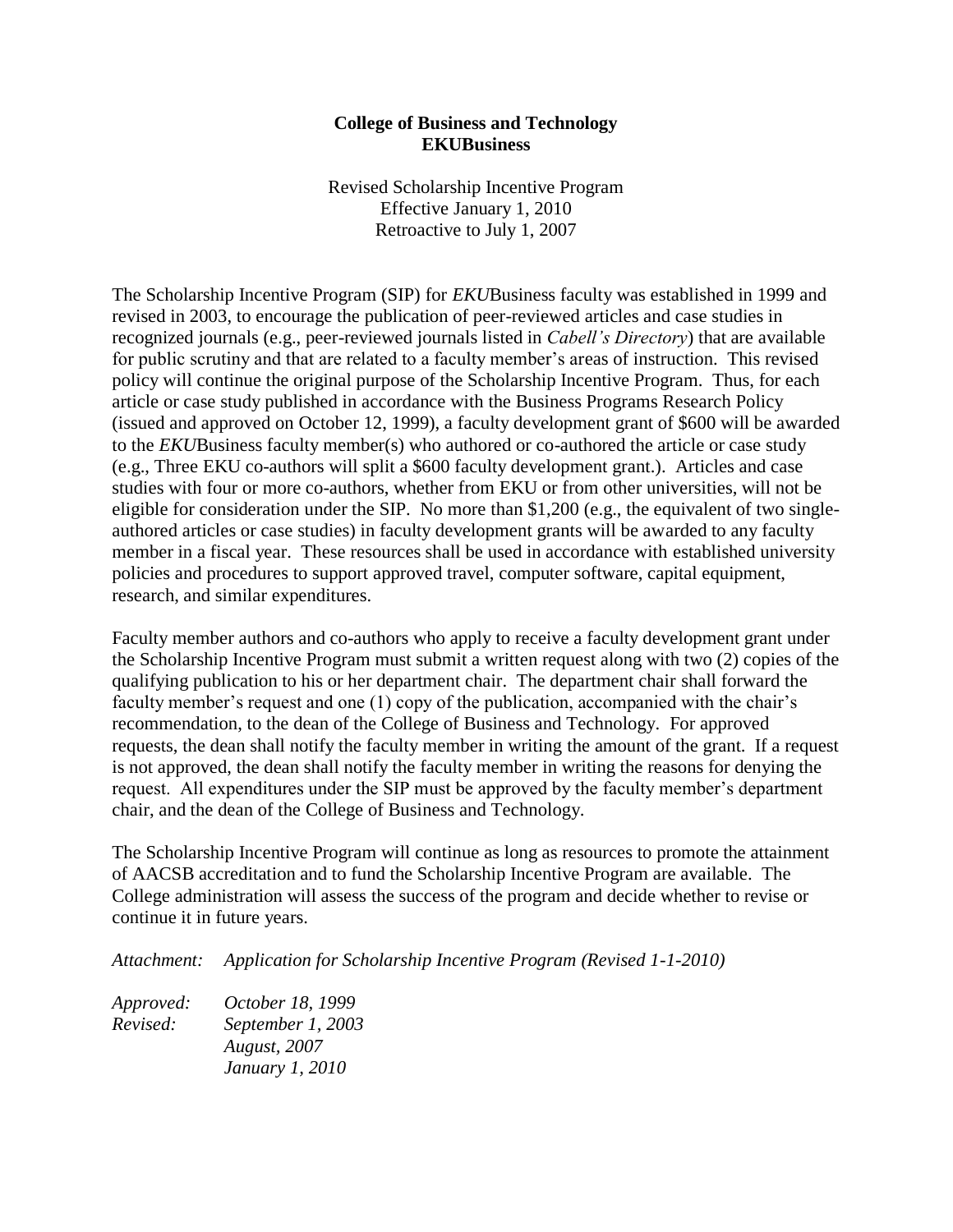**College of Business and Technology**
**EKUBusiness**

Revised Scholarship Incentive Program
Effective January 1, 2010
Retroactive to July 1, 2007

The Scholarship Incentive Program (SIP) for *EKU*Business faculty was established in 1999 and revised in 2003, to encourage the publication of peer-reviewed articles and case studies in recognized journals (e.g., peer-reviewed journals listed in *Cabell's Directory*) that are available for public scrutiny and that are related to a faculty member's areas of instruction. This revised policy will continue the original purpose of the Scholarship Incentive Program. Thus, for each article or case study published in accordance with the Business Programs Research Policy (issued and approved on October 12, 1999), a faculty development grant of $600 will be awarded to the *EKU*Business faculty member(s) who authored or co-authored the article or case study (e.g., Three EKU co-authors will split a $600 faculty development grant.). Articles and case studies with four or more co-authors, whether from EKU or from other universities, will not be eligible for consideration under the SIP. No more than $1,200 (e.g., the equivalent of two single-authored articles or case studies) in faculty development grants will be awarded to any faculty member in a fiscal year. These resources shall be used in accordance with established university policies and procedures to support approved travel, computer software, capital equipment, research, and similar expenditures.

Faculty member authors and co-authors who apply to receive a faculty development grant under the Scholarship Incentive Program must submit a written request along with two (2) copies of the qualifying publication to his or her department chair. The department chair shall forward the faculty member's request and one (1) copy of the publication, accompanied with the chair's recommendation, to the dean of the College of Business and Technology. For approved requests, the dean shall notify the faculty member in writing the amount of the grant. If a request is not approved, the dean shall notify the faculty member in writing the reasons for denying the request. All expenditures under the SIP must be approved by the faculty member's department chair, and the dean of the College of Business and Technology.

The Scholarship Incentive Program will continue as long as resources to promote the attainment of AACSB accreditation and to fund the Scholarship Incentive Program are available. The College administration will assess the success of the program and decide whether to revise or continue it in future years.

*Attachment: Application for Scholarship Incentive Program (Revised 1-1-2010)*

*Approved: October 18, 1999*
*Revised: September 1, 2003*
*August, 2007*
*January 1, 2010*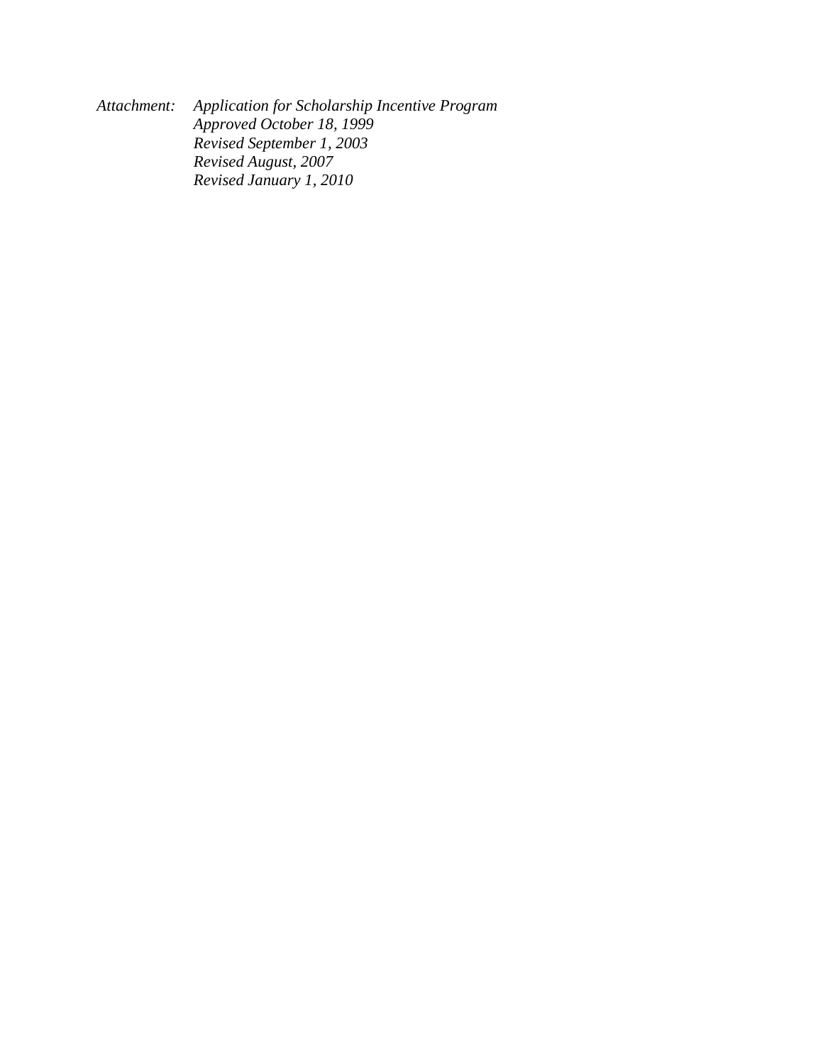*Attachment: Application for Scholarship Incentive Program*
*Approved October 18, 1999*
*Revised September 1, 2003*
*Revised August, 2007*
*Revised January 1, 2010*